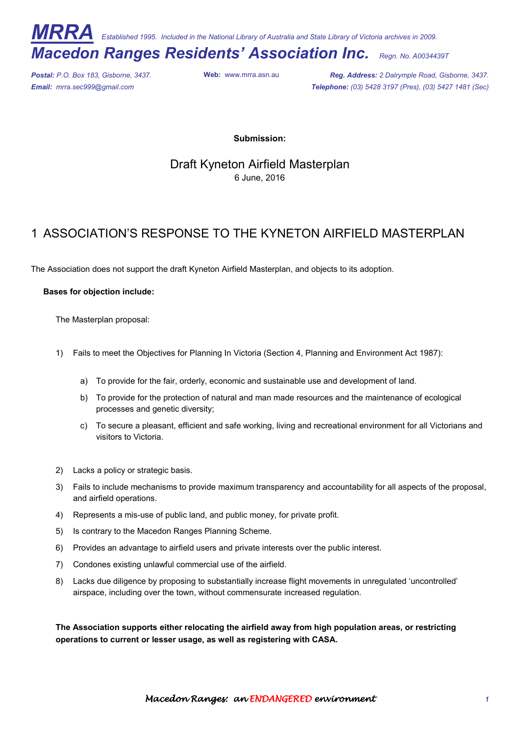# MRRA

*Established 1995. Included in the National Library of Australia and State Library of Victoria archives in 2009.*

## *Macedon Ranges Residents' Association Inc.*

*Regn. No. A0034439T*

***Postal:*** *P.O. Box 183, Gisborne, 3437.*
***Email:*** *mrra.sec999@gmail.com*
**Web:** www.mrra.asn.au
***Reg. Address:*** *2 Dalrymple Road, Gisborne, 3437.*
***Telephone:*** *(03) 5428 3197 (Pres), (03) 5427 1481 (Sec)*

**Submission:**

Draft Kyneton Airfield Masterplan

6 June, 2016

# 1 ASSOCIATION'S RESPONSE TO THE KYNETON AIRFIELD MASTERPLAN

The Association does not support the draft Kyneton Airfield Masterplan, and objects to its adoption.

**Bases for objection include:**

The Masterplan proposal:

1) Fails to meet the Objectives for Planning In Victoria (Section 4, Planning and Environment Act 1987):
   a) To provide for the fair, orderly, economic and sustainable use and development of land.
   b) To provide for the protection of natural and man made resources and the maintenance of ecological processes and genetic diversity;
   c) To secure a pleasant, efficient and safe working, living and recreational environment for all Victorians and visitors to Victoria.
2) Lacks a policy or strategic basis.
3) Fails to include mechanisms to provide maximum transparency and accountability for all aspects of the proposal, and airfield operations.
4) Represents a mis-use of public land, and public money, for private profit.
5) Is contrary to the Macedon Ranges Planning Scheme.
6) Provides an advantage to airfield users and private interests over the public interest.
7) Condones existing unlawful commercial use of the airfield.
8) Lacks due diligence by proposing to substantially increase flight movements in unregulated 'uncontrolled' airspace, including over the town, without commensurate increased regulation.

**The Association supports either relocating the airfield away from high population areas, or restricting operations to current or lesser usage, as well as registering with CASA.**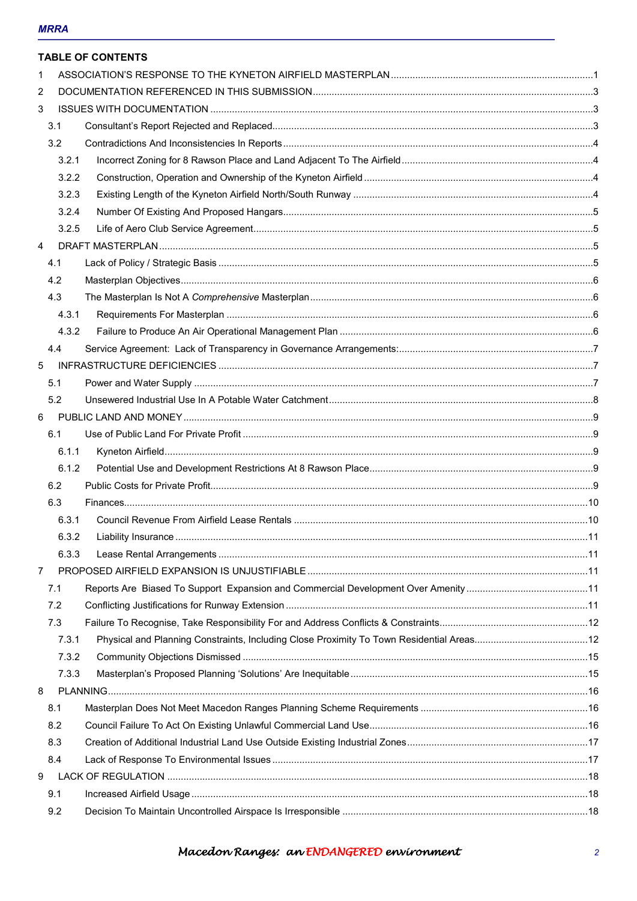## TABLE OF CONTENTS

1 ASSOCIATION'S RESPONSE TO THE KYNETON AIRFIELD MASTERPLAN ....1
2 DOCUMENTATION REFERENCED IN THIS SUBMISSION ....3
3 ISSUES WITH DOCUMENTATION ....3
- 3.1 Consultant's Report Rejected and Replaced ....3
- 3.2 Contradictions And Inconsistencies In Reports ....4
  - 3.2.1 Incorrect Zoning for 8 Rawson Place and Land Adjacent To The Airfield ....4
  - 3.2.2 Construction, Operation and Ownership of the Kyneton Airfield ....4
  - 3.2.3 Existing Length of the Kyneton Airfield North/South Runway ....4
  - 3.2.4 Number Of Existing And Proposed Hangars ....5
  - 3.2.5 Life of Aero Club Service Agreement ....5

4 DRAFT MASTERPLAN ....5
- 4.1 Lack of Policy / Strategic Basis ....5
- 4.2 Masterplan Objectives ....6
- 4.3 The Masterplan Is Not A *Comprehensive* Masterplan ....6
  - 4.3.1 Requirements For Masterplan ....6
  - 4.3.2 Failure to Produce An Air Operational Management Plan ....6
- 4.4 Service Agreement: Lack of Transparency in Governance Arrangements: ....7

5 INFRASTRUCTURE DEFICIENCIES ....7
- 5.1 Power and Water Supply ....7
- 5.2 Unsewered Industrial Use In A Potable Water Catchment ....8

6 PUBLIC LAND AND MONEY ....9
- 6.1 Use of Public Land For Private Profit ....9
  - 6.1.1 Kyneton Airfield ....9
  - 6.1.2 Potential Use and Development Restrictions At 8 Rawson Place ....9
- 6.2 Public Costs for Private Profit ....9
- 6.3 Finances ....10
  - 6.3.1 Council Revenue From Airfield Lease Rentals ....10
  - 6.3.2 Liability Insurance ....11
  - 6.3.3 Lease Rental Arrangements ....11

7 PROPOSED AIRFIELD EXPANSION IS UNJUSTIFIABLE ....11
- 7.1 Reports Are Biased To Support Expansion and Commercial Development Over Amenity ....11
- 7.2 Conflicting Justifications for Runway Extension ....11
- 7.3 Failure To Recognise, Take Responsibility For and Address Conflicts & Constraints ....12
  - 7.3.1 Physical and Planning Constraints, Including Close Proximity To Town Residential Areas ....12
  - 7.3.2 Community Objections Dismissed ....15
  - 7.3.3 Masterplan's Proposed Planning 'Solutions' Are Inequitable ....15

8 PLANNING ....16
- 8.1 Masterplan Does Not Meet Macedon Ranges Planning Scheme Requirements ....16
- 8.2 Council Failure To Act On Existing Unlawful Commercial Land Use ....16
- 8.3 Creation of Additional Industrial Land Use Outside Existing Industrial Zones ....17
- 8.4 Lack of Response To Environmental Issues ....17

9 LACK OF REGULATION ....18
- 9.1 Increased Airfield Usage ....18
- 9.2 Decision To Maintain Uncontrolled Airspace Is Irresponsible ....18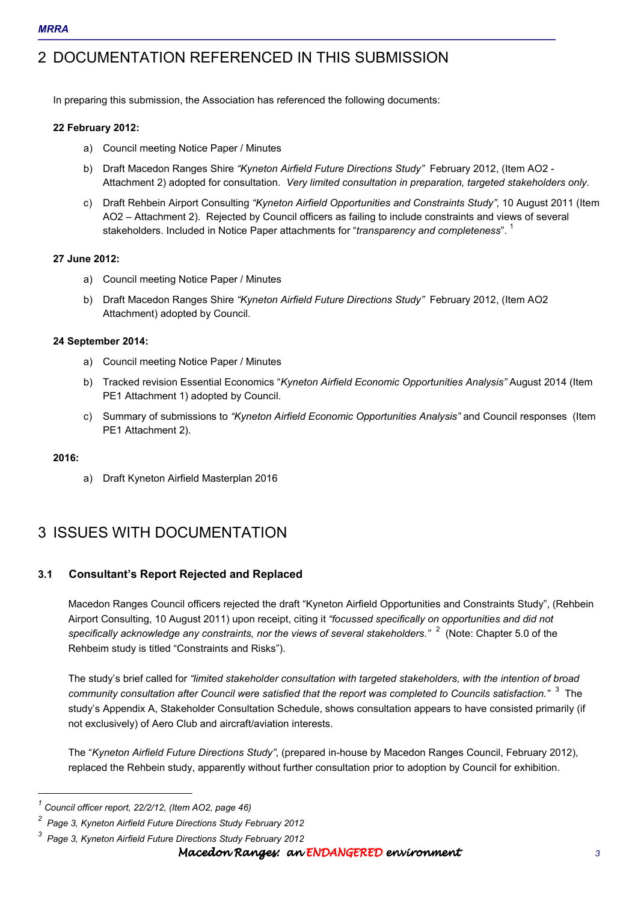# 2 DOCUMENTATION REFERENCED IN THIS SUBMISSION

In preparing this submission, the Association has referenced the following documents:

**22 February 2012:**

a) Council meeting Notice Paper / Minutes

b) Draft Macedon Ranges Shire *"Kyneton Airfield Future Directions Study"* February 2012, (Item AO2 - Attachment 2) adopted for consultation. *Very limited consultation in preparation, targeted stakeholders only*.

c) Draft Rehbein Airport Consulting *"Kyneton Airfield Opportunities and Constraints Study"*, 10 August 2011 (Item AO2 – Attachment 2). Rejected by Council officers as failing to include constraints and views of several stakeholders. Included in Notice Paper attachments for "*transparency and completeness*". [1]

**27 June 2012:**

a) Council meeting Notice Paper / Minutes

b) Draft Macedon Ranges Shire *"Kyneton Airfield Future Directions Study"* February 2012, (Item AO2 Attachment) adopted by Council.

**24 September 2014:**

a) Council meeting Notice Paper / Minutes

b) Tracked revision Essential Economics "*Kyneton Airfield Economic Opportunities Analysis"* August 2014 (Item PE1 Attachment 1) adopted by Council.

c) Summary of submissions to *"Kyneton Airfield Economic Opportunities Analysis"* and Council responses (Item PE1 Attachment 2).

**2016:**

a) Draft Kyneton Airfield Masterplan 2016

# 3 ISSUES WITH DOCUMENTATION

## 3.1 Consultant's Report Rejected and Replaced

Macedon Ranges Council officers rejected the draft "Kyneton Airfield Opportunities and Constraints Study", (Rehbein Airport Consulting, 10 August 2011) upon receipt, citing it *"focussed specifically on opportunities and did not specifically acknowledge any constraints, nor the views of several stakeholders."* [2] (Note: Chapter 5.0 of the Rehbeim study is titled "Constraints and Risks").

The study's brief called for *"limited stakeholder consultation with targeted stakeholders, with the intention of broad community consultation after Council were satisfied that the report was completed to Councils satisfaction."* [3] The study's Appendix A, Stakeholder Consultation Schedule, shows consultation appears to have consisted primarily (if not exclusively) of Aero Club and aircraft/aviation interests.

The "*Kyneton Airfield Future Directions Study"*, (prepared in-house by Macedon Ranges Council, February 2012), replaced the Rehbein study, apparently without further consultation prior to adoption by Council for exhibition.

---

[1] *Council officer report, 22/2/12, (Item AO2, page 46)*

[2] *Page 3, Kyneton Airfield Future Directions Study February 2012*

[3] *Page 3, Kyneton Airfield Future Directions Study February 2012*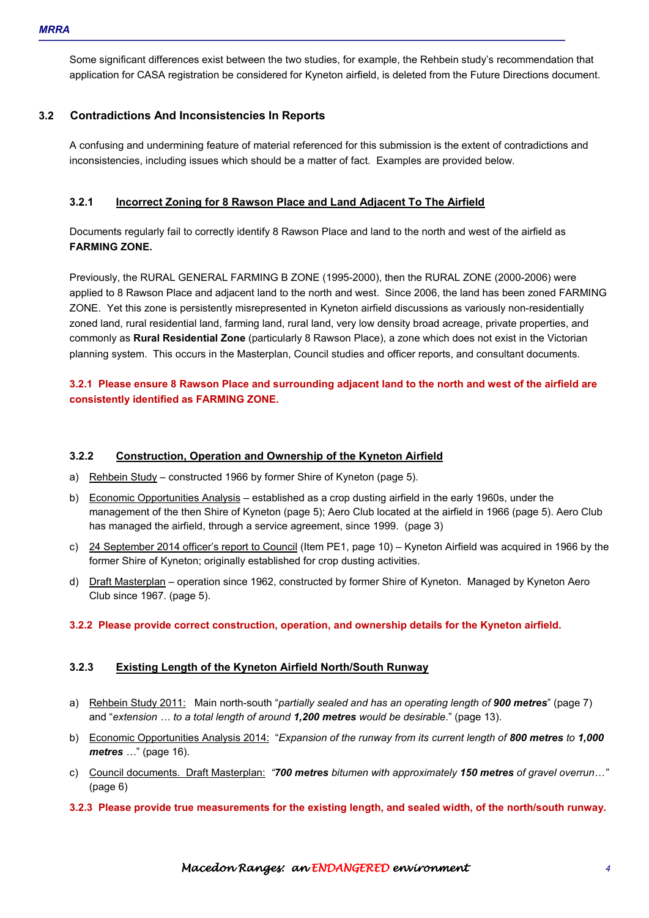Some significant differences exist between the two studies, for example, the Rehbein study's recommendation that application for CASA registration be considered for Kyneton airfield, is deleted from the Future Directions document.

## 3.2 Contradictions And Inconsistencies In Reports

A confusing and undermining feature of material referenced for this submission is the extent of contradictions and inconsistencies, including issues which should be a matter of fact. Examples are provided below.

### 3.2.1 Incorrect Zoning for 8 Rawson Place and Land Adjacent To The Airfield

Documents regularly fail to correctly identify 8 Rawson Place and land to the north and west of the airfield as **FARMING ZONE.**

Previously, the RURAL GENERAL FARMING B ZONE (1995-2000), then the RURAL ZONE (2000-2006) were applied to 8 Rawson Place and adjacent land to the north and west. Since 2006, the land has been zoned FARMING ZONE. Yet this zone is persistently misrepresented in Kyneton airfield discussions as variously non-residentially zoned land, rural residential land, farming land, rural land, very low density broad acreage, private properties, and commonly as **Rural Residential Zone** (particularly 8 Rawson Place), a zone which does not exist in the Victorian planning system. This occurs in the Masterplan, Council studies and officer reports, and consultant documents.

**3.2.1 Please ensure 8 Rawson Place and surrounding adjacent land to the north and west of the airfield are consistently identified as FARMING ZONE.**

### 3.2.2 Construction, Operation and Ownership of the Kyneton Airfield

a) Rehbein Study – constructed 1966 by former Shire of Kyneton (page 5).

b) Economic Opportunities Analysis – established as a crop dusting airfield in the early 1960s, under the management of the then Shire of Kyneton (page 5); Aero Club located at the airfield in 1966 (page 5). Aero Club has managed the airfield, through a service agreement, since 1999. (page 3)

c) 24 September 2014 officer's report to Council (Item PE1, page 10) – Kyneton Airfield was acquired in 1966 by the former Shire of Kyneton; originally established for crop dusting activities.

d) Draft Masterplan – operation since 1962, constructed by former Shire of Kyneton. Managed by Kyneton Aero Club since 1967. (page 5).

**3.2.2 Please provide correct construction, operation, and ownership details for the Kyneton airfield.**

### 3.2.3 Existing Length of the Kyneton Airfield North/South Runway

a) Rehbein Study 2011: Main north-south "*partially sealed and has an operating length of **900 metres***" (page 7) and "*extension … to a total length of around **1,200 metres** would be desirable.*" (page 13).

b) Economic Opportunities Analysis 2014: "*Expansion of the runway from its current length of **800 metres** to **1,000 metres** …*" (page 16).

c) Council documents. Draft Masterplan: *"**700 metres** bitumen with approximately **150 metres** of gravel overrun…"* (page 6)

**3.2.3 Please provide true measurements for the existing length, and sealed width, of the north/south runway.**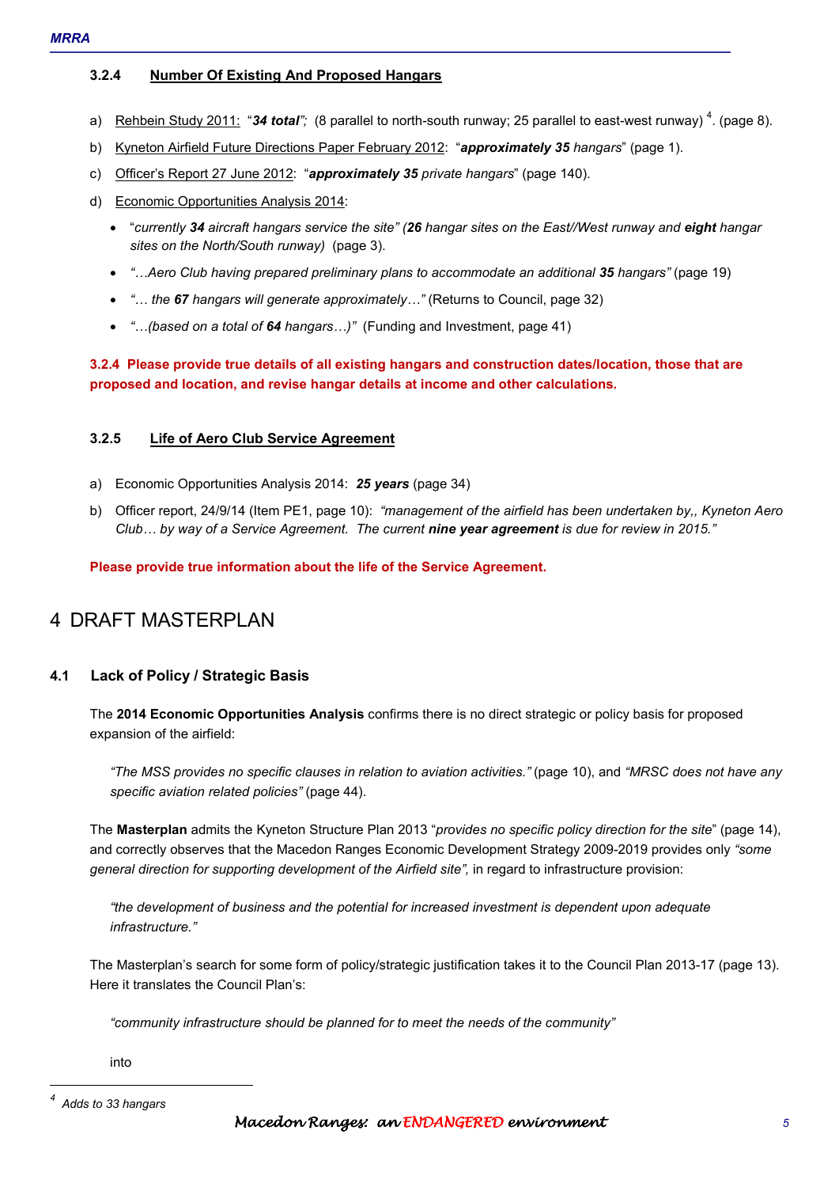#### 3.2.4 Number Of Existing And Proposed Hangars

a) Rehbein Study 2011: "***34 total***"; (8 parallel to north-south runway; 25 parallel to east-west runway) [4]. (page 8).

b) Kyneton Airfield Future Directions Paper February 2012: "***approximately 35** hangars*" (page 1).

c) Officer's Report 27 June 2012: "***approximately 35** private hangars*" (page 140).

d) Economic Opportunities Analysis 2014:

- "*currently **34** aircraft hangars service the site" (**26** hangar sites on the East//West runway and **eight** hangar sites on the North/South runway)* (page 3).
- *"…Aero Club having prepared preliminary plans to accommodate an additional **35** hangars"* (page 19)
- *"… the **67** hangars will generate approximately…"* (Returns to Council, page 32)
- *"…(based on a total of **64** hangars…)"* (Funding and Investment, page 41)

**3.2.4 Please provide true details of all existing hangars and construction dates/location, those that are proposed and location, and revise hangar details at income and other calculations.**

#### 3.2.5 Life of Aero Club Service Agreement

a) Economic Opportunities Analysis 2014: ***25 years*** (page 34)

b) Officer report, 24/9/14 (Item PE1, page 10): *"management of the airfield has been undertaken by,, Kyneton Aero Club… by way of a Service Agreement. The current **nine year agreement** is due for review in 2015."*

**Please provide true information about the life of the Service Agreement.**

# 4 DRAFT MASTERPLAN

### 4.1 Lack of Policy / Strategic Basis

The **2014 Economic Opportunities Analysis** confirms there is no direct strategic or policy basis for proposed expansion of the airfield:

*"The MSS provides no specific clauses in relation to aviation activities."* (page 10), and *"MRSC does not have any specific aviation related policies"* (page 44).

The **Masterplan** admits the Kyneton Structure Plan 2013 "*provides no specific policy direction for the site*" (page 14), and correctly observes that the Macedon Ranges Economic Development Strategy 2009-2019 provides only *"some general direction for supporting development of the Airfield site",* in regard to infrastructure provision:

*"the development of business and the potential for increased investment is dependent upon adequate infrastructure."*

The Masterplan's search for some form of policy/strategic justification takes it to the Council Plan 2013-17 (page 13). Here it translates the Council Plan's:

*"community infrastructure should be planned for to meet the needs of the community"*

into

---

[4] *Adds to 33 hangars*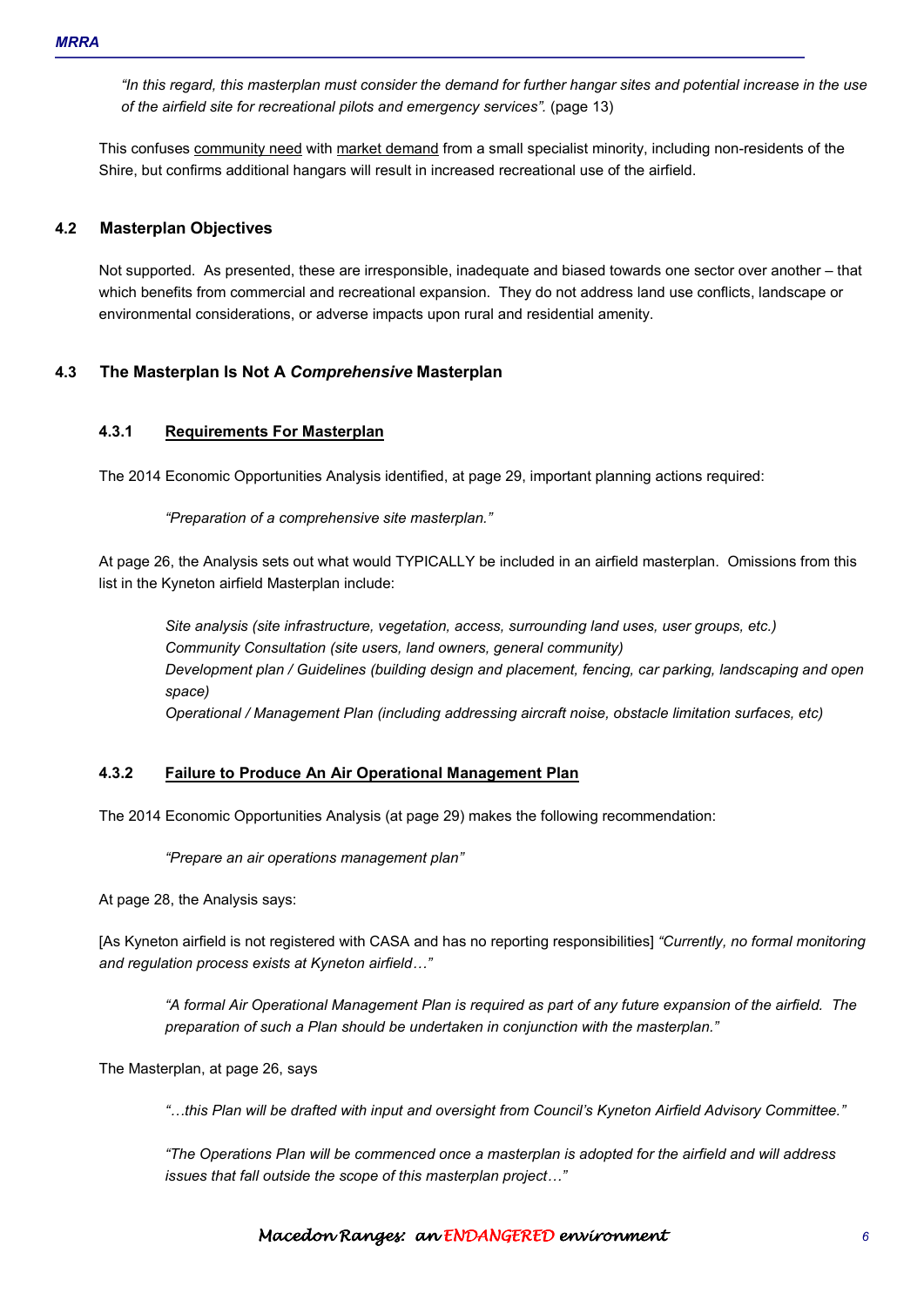*"In this regard, this masterplan must consider the demand for further hangar sites and potential increase in the use of the airfield site for recreational pilots and emergency services".* (page 13)

This confuses <u>community need</u> with <u>market demand</u> from a small specialist minority, including non-residents of the Shire, but confirms additional hangars will result in increased recreational use of the airfield.

## 4.2 Masterplan Objectives

Not supported. As presented, these are irresponsible, inadequate and biased towards one sector over another – that which benefits from commercial and recreational expansion. They do not address land use conflicts, landscape or environmental considerations, or adverse impacts upon rural and residential amenity.

## 4.3 The Masterplan Is Not A *Comprehensive* Masterplan

### 4.3.1 Requirements For Masterplan

The 2014 Economic Opportunities Analysis identified, at page 29, important planning actions required:

> *"Preparation of a comprehensive site masterplan."*

At page 26, the Analysis sets out what would TYPICALLY be included in an airfield masterplan. Omissions from this list in the Kyneton airfield Masterplan include:

> *Site analysis (site infrastructure, vegetation, access, surrounding land uses, user groups, etc.)*
> *Community Consultation (site users, land owners, general community)*
> *Development plan / Guidelines (building design and placement, fencing, car parking, landscaping and open space)*
> *Operational / Management Plan (including addressing aircraft noise, obstacle limitation surfaces, etc)*

### 4.3.2 Failure to Produce An Air Operational Management Plan

The 2014 Economic Opportunities Analysis (at page 29) makes the following recommendation:

> *"Prepare an air operations management plan"*

At page 28, the Analysis says:

[As Kyneton airfield is not registered with CASA and has no reporting responsibilities] *"Currently, no formal monitoring and regulation process exists at Kyneton airfield…"*

> *"A formal Air Operational Management Plan is required as part of any future expansion of the airfield. The preparation of such a Plan should be undertaken in conjunction with the masterplan."*

The Masterplan, at page 26, says

> *"…this Plan will be drafted with input and oversight from Council's Kyneton Airfield Advisory Committee."*

> *"The Operations Plan will be commenced once a masterplan is adopted for the airfield and will address issues that fall outside the scope of this masterplan project…"*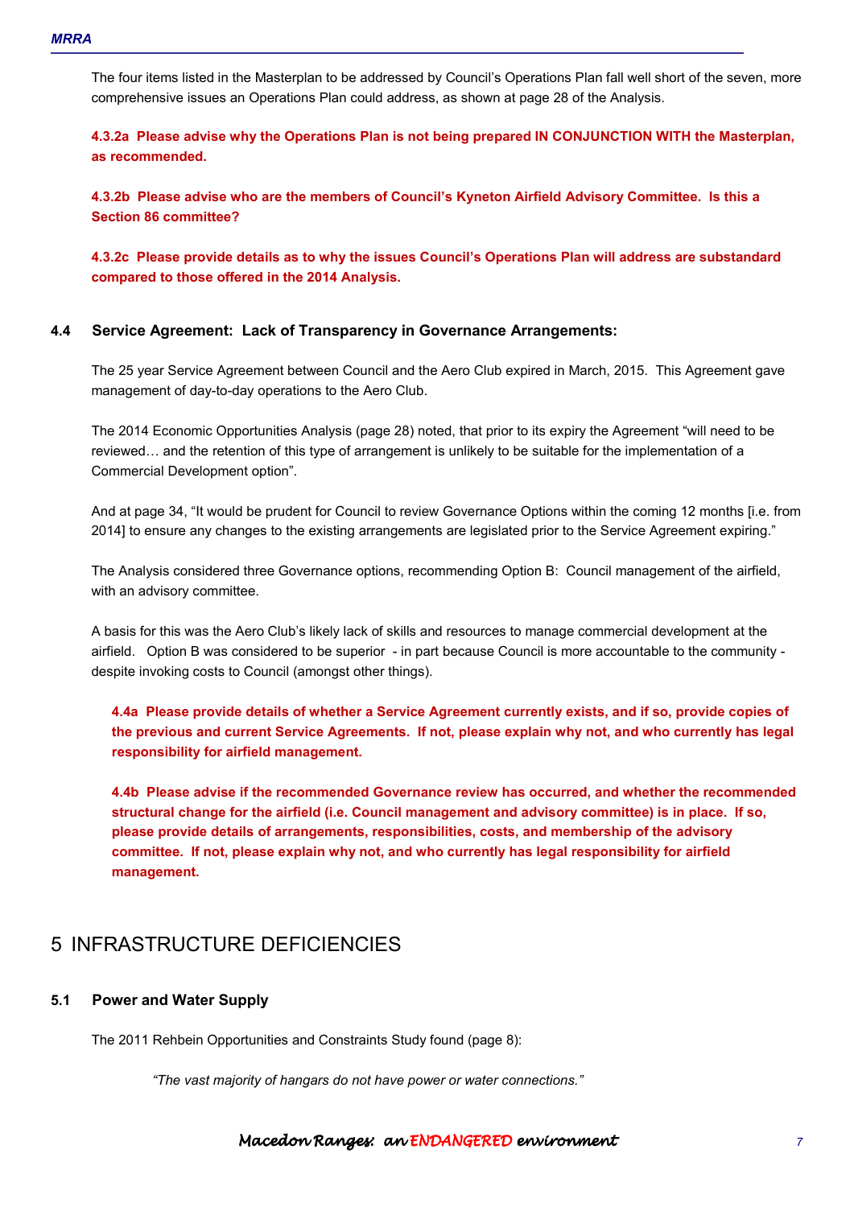The four items listed in the Masterplan to be addressed by Council's Operations Plan fall well short of the seven, more comprehensive issues an Operations Plan could address, as shown at page 28 of the Analysis.

**4.3.2a Please advise why the Operations Plan is not being prepared IN CONJUNCTION WITH the Masterplan, as recommended.**

**4.3.2b Please advise who are the members of Council's Kyneton Airfield Advisory Committee. Is this a Section 86 committee?**

**4.3.2c Please provide details as to why the issues Council's Operations Plan will address are substandard compared to those offered in the 2014 Analysis.**

### 4.4 Service Agreement: Lack of Transparency in Governance Arrangements:

The 25 year Service Agreement between Council and the Aero Club expired in March, 2015. This Agreement gave management of day-to-day operations to the Aero Club.

The 2014 Economic Opportunities Analysis (page 28) noted, that prior to its expiry the Agreement "will need to be reviewed… and the retention of this type of arrangement is unlikely to be suitable for the implementation of a Commercial Development option".

And at page 34, "It would be prudent for Council to review Governance Options within the coming 12 months [i.e. from 2014] to ensure any changes to the existing arrangements are legislated prior to the Service Agreement expiring."

The Analysis considered three Governance options, recommending Option B: Council management of the airfield, with an advisory committee.

A basis for this was the Aero Club's likely lack of skills and resources to manage commercial development at the airfield. Option B was considered to be superior - in part because Council is more accountable to the community - despite invoking costs to Council (amongst other things).

**4.4a Please provide details of whether a Service Agreement currently exists, and if so, provide copies of the previous and current Service Agreements. If not, please explain why not, and who currently has legal responsibility for airfield management.**

**4.4b Please advise if the recommended Governance review has occurred, and whether the recommended structural change for the airfield (i.e. Council management and advisory committee) is in place. If so, please provide details of arrangements, responsibilities, costs, and membership of the advisory committee. If not, please explain why not, and who currently has legal responsibility for airfield management.**

## 5 INFRASTRUCTURE DEFICIENCIES

### 5.1 Power and Water Supply

The 2011 Rehbein Opportunities and Constraints Study found (page 8):

> *"The vast majority of hangars do not have power or water connections."*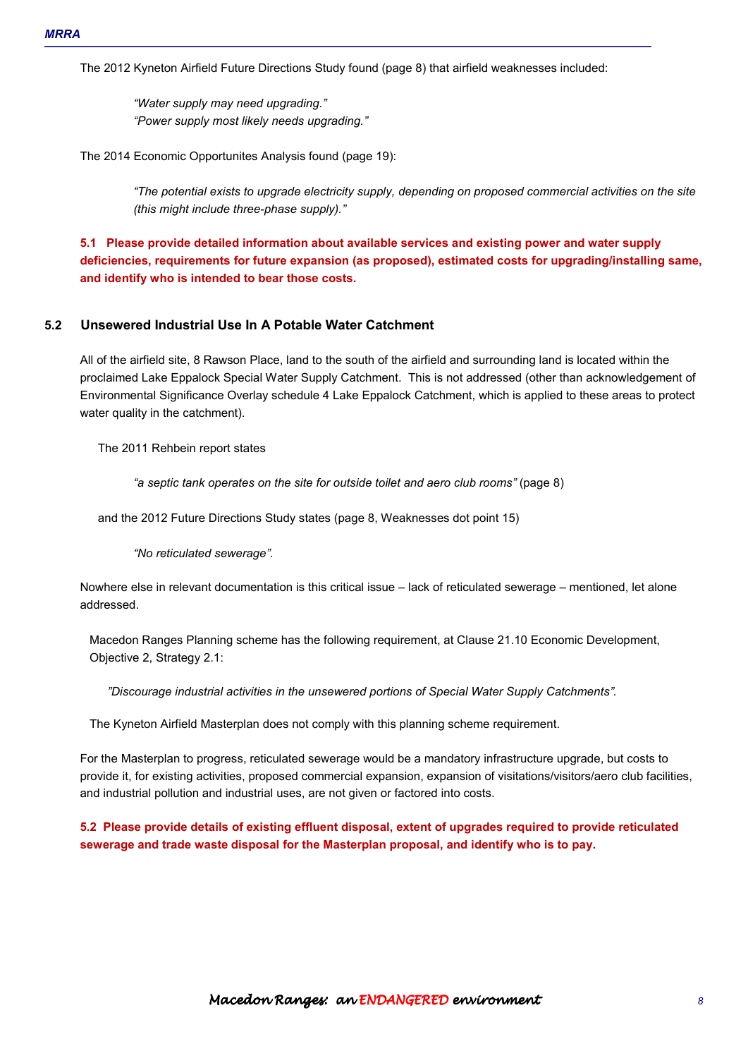The 2012 Kyneton Airfield Future Directions Study found (page 8) that airfield weaknesses included:

> *"Water supply may need upgrading."*
> *"Power supply most likely needs upgrading."*

The 2014 Economic Opportunites Analysis found (page 19):

> *"The potential exists to upgrade electricity supply, depending on proposed commercial activities on the site (this might include three-phase supply)."*

**5.1 Please provide detailed information about available services and existing power and water supply deficiencies, requirements for future expansion (as proposed), estimated costs for upgrading/installing same, and identify who is intended to bear those costs.**

## 5.2 Unsewered Industrial Use In A Potable Water Catchment

All of the airfield site, 8 Rawson Place, land to the south of the airfield and surrounding land is located within the proclaimed Lake Eppalock Special Water Supply Catchment. This is not addressed (other than acknowledgement of Environmental Significance Overlay schedule 4 Lake Eppalock Catchment, which is applied to these areas to protect water quality in the catchment).

The 2011 Rehbein report states

> *"a septic tank operates on the site for outside toilet and aero club rooms"* (page 8)

and the 2012 Future Directions Study states (page 8, Weaknesses dot point 15)

> *"No reticulated sewerage".*

Nowhere else in relevant documentation is this critical issue – lack of reticulated sewerage – mentioned, let alone addressed.

Macedon Ranges Planning scheme has the following requirement, at Clause 21.10 Economic Development, Objective 2, Strategy 2.1:

> *"Discourage industrial activities in the unsewered portions of Special Water Supply Catchments".*

The Kyneton Airfield Masterplan does not comply with this planning scheme requirement.

For the Masterplan to progress, reticulated sewerage would be a mandatory infrastructure upgrade, but costs to provide it, for existing activities, proposed commercial expansion, expansion of visitations/visitors/aero club facilities, and industrial pollution and industrial uses, are not given or factored into costs.

**5.2 Please provide details of existing effluent disposal, extent of upgrades required to provide reticulated sewerage and trade waste disposal for the Masterplan proposal, and identify who is to pay.**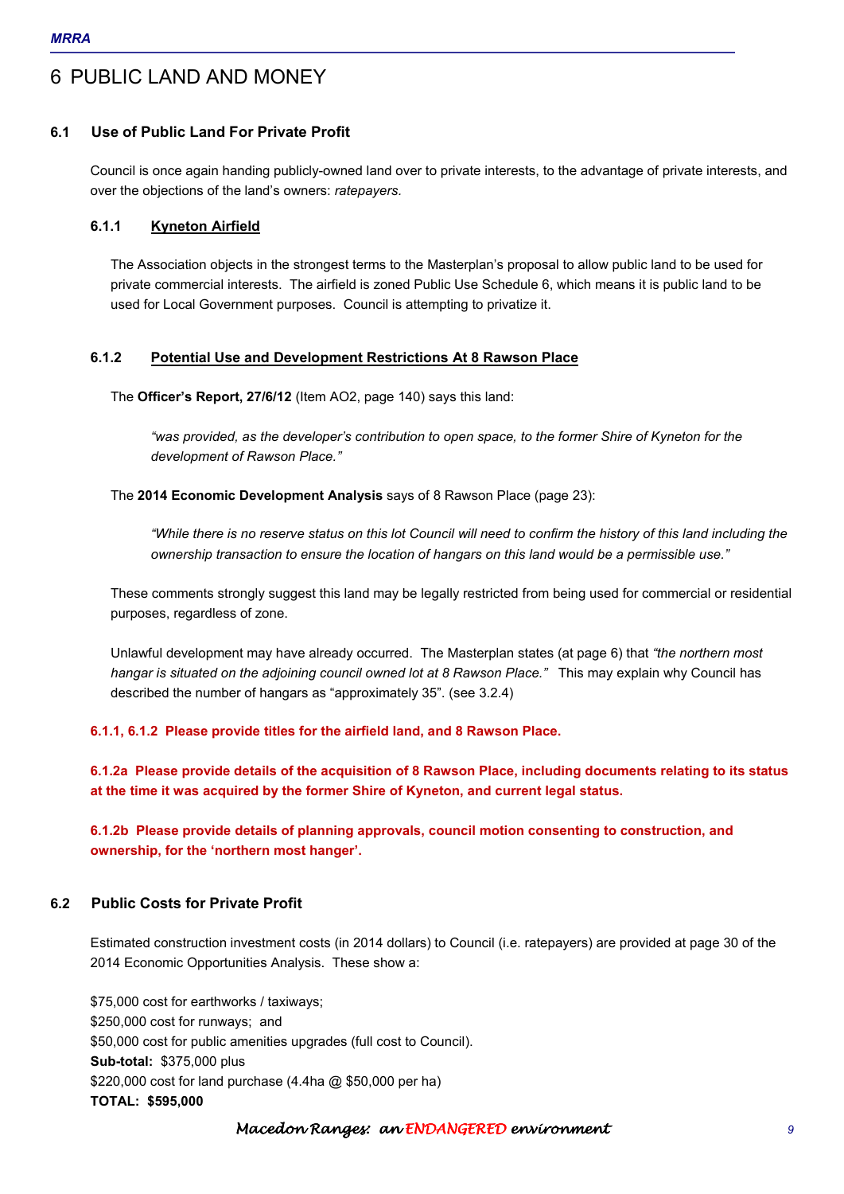# 6 PUBLIC LAND AND MONEY

## 6.1 Use of Public Land For Private Profit

Council is once again handing publicly-owned land over to private interests, to the advantage of private interests, and over the objections of the land's owners: *ratepayers.*

### 6.1.1 Kyneton Airfield

The Association objects in the strongest terms to the Masterplan's proposal to allow public land to be used for private commercial interests. The airfield is zoned Public Use Schedule 6, which means it is public land to be used for Local Government purposes. Council is attempting to privatize it.

### 6.1.2 Potential Use and Development Restrictions At 8 Rawson Place

The **Officer's Report, 27/6/12** (Item AO2, page 140) says this land:

> *"was provided, as the developer's contribution to open space, to the former Shire of Kyneton for the development of Rawson Place."*

The **2014 Economic Development Analysis** says of 8 Rawson Place (page 23):

> *"While there is no reserve status on this lot Council will need to confirm the history of this land including the ownership transaction to ensure the location of hangars on this land would be a permissible use."*

These comments strongly suggest this land may be legally restricted from being used for commercial or residential purposes, regardless of zone.

Unlawful development may have already occurred. The Masterplan states (at page 6) that *"the northern most hangar is situated on the adjoining council owned lot at 8 Rawson Place."* This may explain why Council has described the number of hangars as "approximately 35". (see 3.2.4)

**6.1.1, 6.1.2 Please provide titles for the airfield land, and 8 Rawson Place.**

**6.1.2a Please provide details of the acquisition of 8 Rawson Place, including documents relating to its status at the time it was acquired by the former Shire of Kyneton, and current legal status.**

**6.1.2b Please provide details of planning approvals, council motion consenting to construction, and ownership, for the 'northern most hanger'.**

## 6.2 Public Costs for Private Profit

Estimated construction investment costs (in 2014 dollars) to Council (i.e. ratepayers) are provided at page 30 of the 2014 Economic Opportunities Analysis. These show a:

$75,000 cost for earthworks / taxiways;
$250,000 cost for runways; and
$50,000 cost for public amenities upgrades (full cost to Council).
**Sub-total:** $375,000 plus
$220,000 cost for land purchase (4.4ha @ $50,000 per ha)
**TOTAL: $595,000**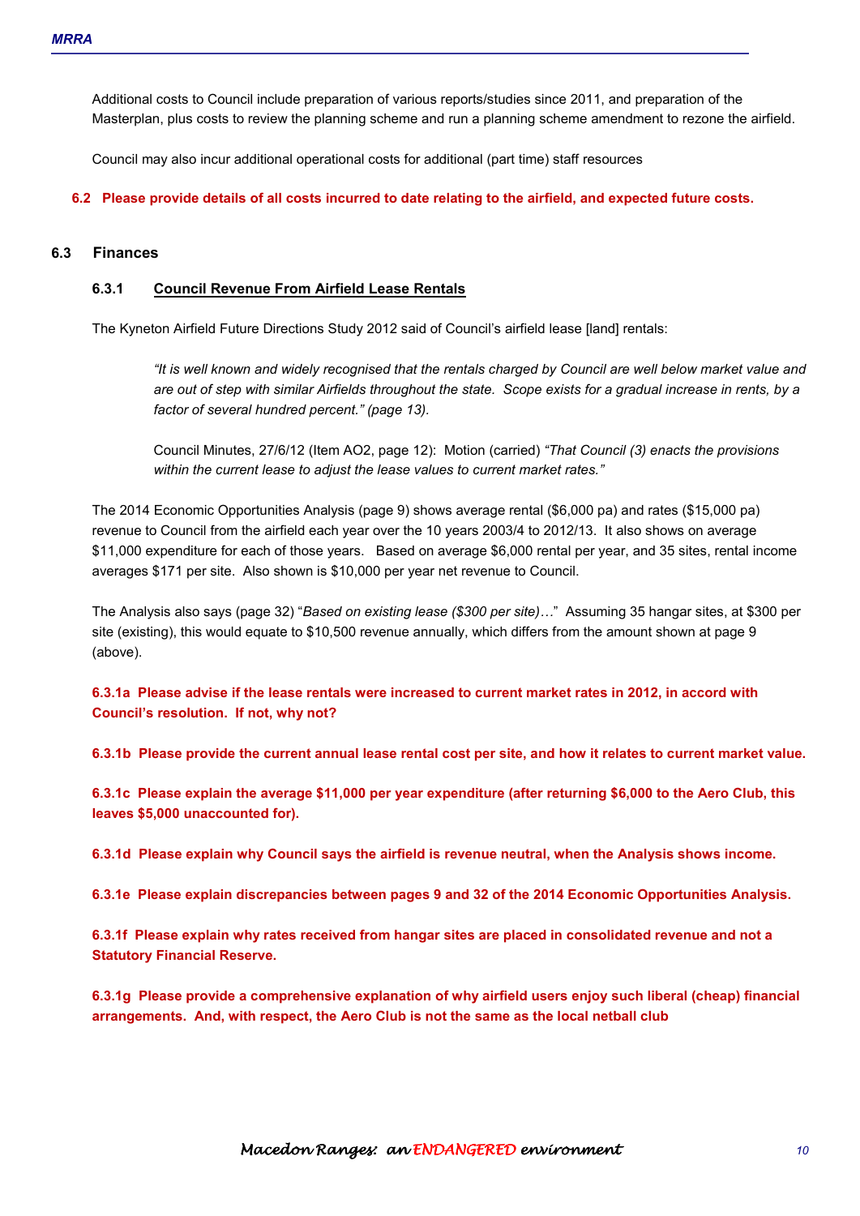Additional costs to Council include preparation of various reports/studies since 2011, and preparation of the Masterplan, plus costs to review the planning scheme and run a planning scheme amendment to rezone the airfield.

Council may also incur additional operational costs for additional (part time) staff resources

**6.2 Please provide details of all costs incurred to date relating to the airfield, and expected future costs.**

## 6.3 Finances

### 6.3.1 Council Revenue From Airfield Lease Rentals

The Kyneton Airfield Future Directions Study 2012 said of Council's airfield lease [land] rentals:

> *"It is well known and widely recognised that the rentals charged by Council are well below market value and are out of step with similar Airfields throughout the state. Scope exists for a gradual increase in rents, by a factor of several hundred percent." (page 13).*
>
> Council Minutes, 27/6/12 (Item AO2, page 12): Motion (carried) *"That Council (3) enacts the provisions within the current lease to adjust the lease values to current market rates."*

The 2014 Economic Opportunities Analysis (page 9) shows average rental ($6,000 pa) and rates ($15,000 pa) revenue to Council from the airfield each year over the 10 years 2003/4 to 2012/13. It also shows on average $11,000 expenditure for each of those years. Based on average $6,000 rental per year, and 35 sites, rental income averages $171 per site. Also shown is $10,000 per year net revenue to Council.

The Analysis also says (page 32) "*Based on existing lease ($300 per site)…*" Assuming 35 hangar sites, at $300 per site (existing), this would equate to $10,500 revenue annually, which differs from the amount shown at page 9 (above).

**6.3.1a Please advise if the lease rentals were increased to current market rates in 2012, in accord with Council's resolution. If not, why not?**

**6.3.1b Please provide the current annual lease rental cost per site, and how it relates to current market value.**

**6.3.1c Please explain the average $11,000 per year expenditure (after returning $6,000 to the Aero Club, this leaves $5,000 unaccounted for).**

**6.3.1d Please explain why Council says the airfield is revenue neutral, when the Analysis shows income.**

**6.3.1e Please explain discrepancies between pages 9 and 32 of the 2014 Economic Opportunities Analysis.**

**6.3.1f Please explain why rates received from hangar sites are placed in consolidated revenue and not a Statutory Financial Reserve.**

**6.3.1g Please provide a comprehensive explanation of why airfield users enjoy such liberal (cheap) financial arrangements. And, with respect, the Aero Club is not the same as the local netball club**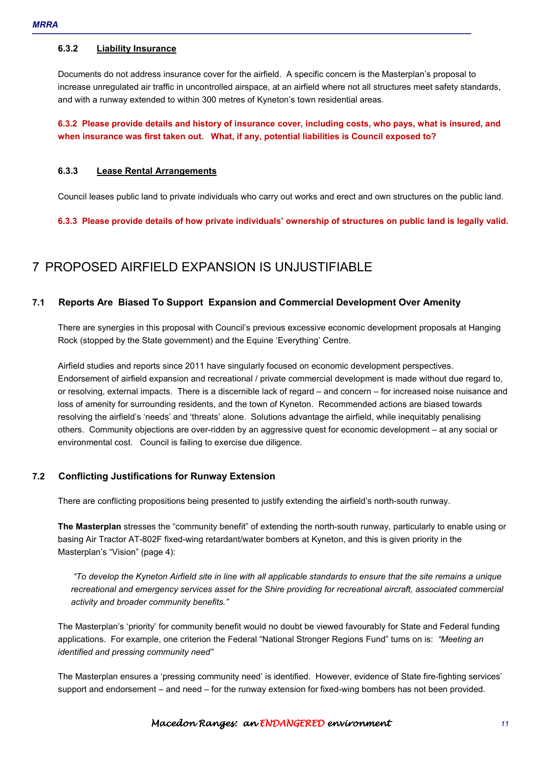### 6.3.2 Liability Insurance

Documents do not address insurance cover for the airfield. A specific concern is the Masterplan's proposal to increase unregulated air traffic in uncontrolled airspace, at an airfield where not all structures meet safety standards, and with a runway extended to within 300 metres of Kyneton's town residential areas.

**6.3.2 Please provide details and history of insurance cover, including costs, who pays, what is insured, and when insurance was first taken out. What, if any, potential liabilities is Council exposed to?**

### 6.3.3 Lease Rental Arrangements

Council leases public land to private individuals who carry out works and erect and own structures on the public land.

**6.3.3 Please provide details of how private individuals' ownership of structures on public land is legally valid.**

# 7 PROPOSED AIRFIELD EXPANSION IS UNJUSTIFIABLE

## 7.1 Reports Are Biased To Support Expansion and Commercial Development Over Amenity

There are synergies in this proposal with Council's previous excessive economic development proposals at Hanging Rock (stopped by the State government) and the Equine 'Everything' Centre.

Airfield studies and reports since 2011 have singularly focused on economic development perspectives. Endorsement of airfield expansion and recreational / private commercial development is made without due regard to, or resolving, external impacts. There is a discernible lack of regard – and concern – for increased noise nuisance and loss of amenity for surrounding residents, and the town of Kyneton. Recommended actions are biased towards resolving the airfield's 'needs' and 'threats' alone. Solutions advantage the airfield, while inequitably penalising others. Community objections are over-ridden by an aggressive quest for economic development – at any social or environmental cost. Council is failing to exercise due diligence.

## 7.2 Conflicting Justifications for Runway Extension

There are conflicting propositions being presented to justify extending the airfield's north-south runway.

**The Masterplan** stresses the "community benefit" of extending the north-south runway, particularly to enable using or basing Air Tractor AT-802F fixed-wing retardant/water bombers at Kyneton, and this is given priority in the Masterplan's "Vision" (page 4):

> *"To develop the Kyneton Airfield site in line with all applicable standards to ensure that the site remains a unique recreational and emergency services asset for the Shire providing for recreational aircraft, associated commercial activity and broader community benefits."*

The Masterplan's 'priority' for community benefit would no doubt be viewed favourably for State and Federal funding applications. For example, one criterion the Federal "National Stronger Regions Fund" turns on is: *"Meeting an identified and pressing community need"*

The Masterplan ensures a 'pressing community need' is identified. However, evidence of State fire-fighting services' support and endorsement – and need – for the runway extension for fixed-wing bombers has not been provided.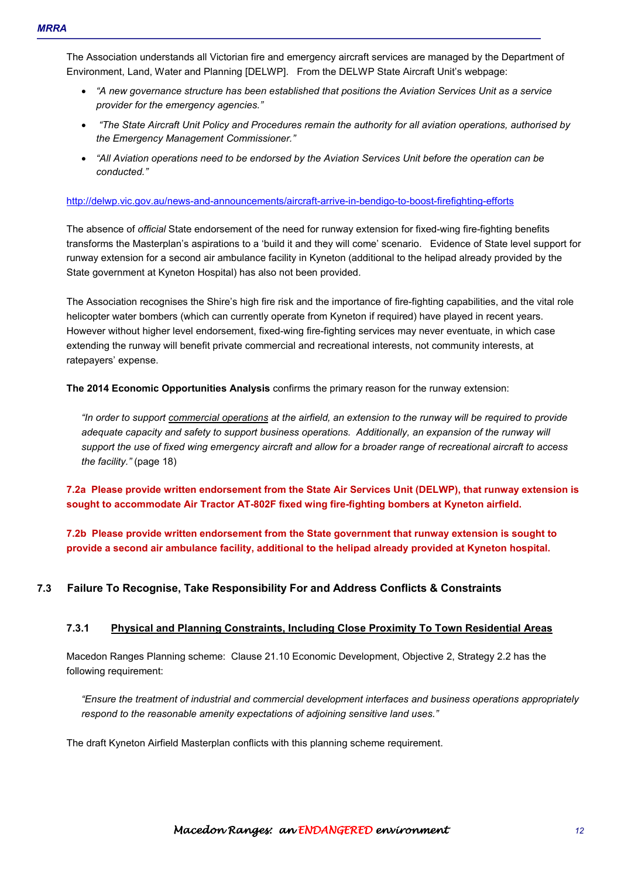The Association understands all Victorian fire and emergency aircraft services are managed by the Department of Environment, Land, Water and Planning [DELWP]. From the DELWP State Aircraft Unit's webpage:

- *"A new governance structure has been established that positions the Aviation Services Unit as a service provider for the emergency agencies."*
- *"The State Aircraft Unit Policy and Procedures remain the authority for all aviation operations, authorised by the Emergency Management Commissioner."*
- *"All Aviation operations need to be endorsed by the Aviation Services Unit before the operation can be conducted."*

http://delwp.vic.gov.au/news-and-announcements/aircraft-arrive-in-bendigo-to-boost-firefighting-efforts

The absence of *official* State endorsement of the need for runway extension for fixed-wing fire-fighting benefits transforms the Masterplan's aspirations to a 'build it and they will come' scenario. Evidence of State level support for runway extension for a second air ambulance facility in Kyneton (additional to the helipad already provided by the State government at Kyneton Hospital) has also not been provided.

The Association recognises the Shire's high fire risk and the importance of fire-fighting capabilities, and the vital role helicopter water bombers (which can currently operate from Kyneton if required) have played in recent years. However without higher level endorsement, fixed-wing fire-fighting services may never eventuate, in which case extending the runway will benefit private commercial and recreational interests, not community interests, at ratepayers' expense.

**The 2014 Economic Opportunities Analysis** confirms the primary reason for the runway extension:

> *"In order to support commercial operations at the airfield, an extension to the runway will be required to provide adequate capacity and safety to support business operations. Additionally, an expansion of the runway will support the use of fixed wing emergency aircraft and allow for a broader range of recreational aircraft to access the facility."* (page 18)

**7.2a Please provide written endorsement from the State Air Services Unit (DELWP), that runway extension is sought to accommodate Air Tractor AT-802F fixed wing fire-fighting bombers at Kyneton airfield.**

**7.2b Please provide written endorsement from the State government that runway extension is sought to provide a second air ambulance facility, additional to the helipad already provided at Kyneton hospital.**

## 7.3 Failure To Recognise, Take Responsibility For and Address Conflicts & Constraints

### 7.3.1 Physical and Planning Constraints, Including Close Proximity To Town Residential Areas

Macedon Ranges Planning scheme: Clause 21.10 Economic Development, Objective 2, Strategy 2.2 has the following requirement:

> *"Ensure the treatment of industrial and commercial development interfaces and business operations appropriately respond to the reasonable amenity expectations of adjoining sensitive land uses."*

The draft Kyneton Airfield Masterplan conflicts with this planning scheme requirement.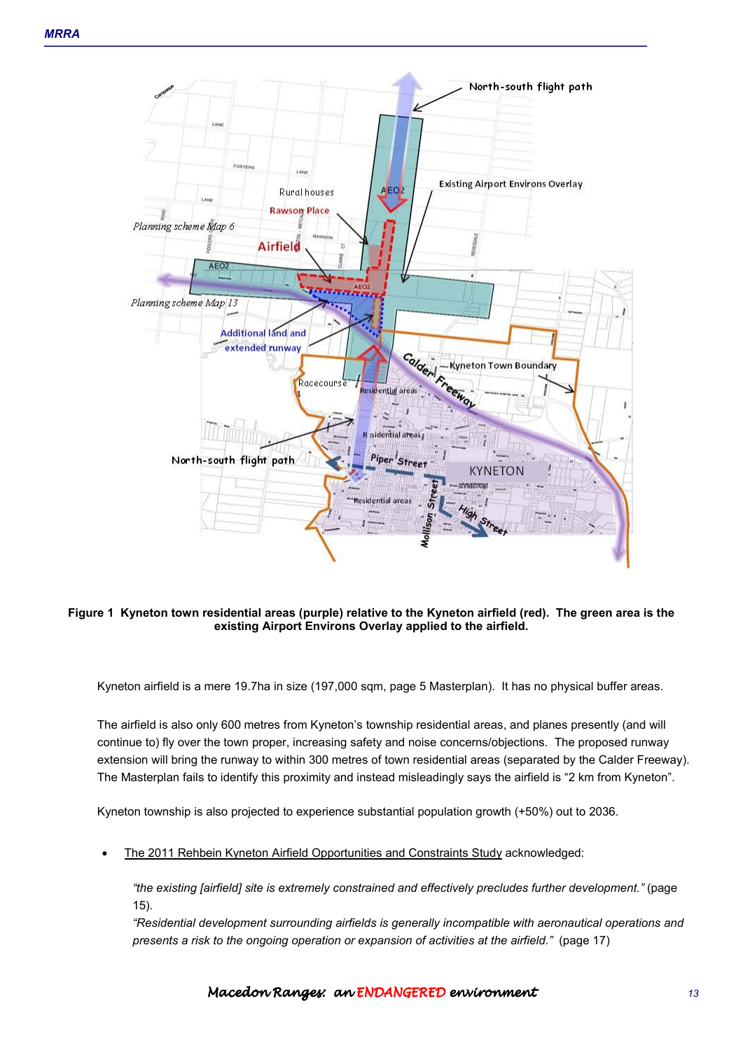**Figure 1 Kyneton town residential areas (purple) relative to the Kyneton airfield (red). The green area is the existing Airport Environs Overlay applied to the airfield.**

Kyneton airfield is a mere 19.7ha in size (197,000 sqm, page 5 Masterplan). It has no physical buffer areas.

The airfield is also only 600 metres from Kyneton's township residential areas, and planes presently (and will continue to) fly over the town proper, increasing safety and noise concerns/objections. The proposed runway extension will bring the runway to within 300 metres of town residential areas (separated by the Calder Freeway). The Masterplan fails to identify this proximity and instead misleadingly says the airfield is "2 km from Kyneton".

Kyneton township is also projected to experience substantial population growth (+50%) out to 2036.

- The 2011 Rehbein Kyneton Airfield Opportunities and Constraints Study acknowledged:

  *"the existing [airfield] site is extremely constrained and effectively precludes further development."* (page 15).
  *"Residential development surrounding airfields is generally incompatible with aeronautical operations and presents a risk to the ongoing operation or expansion of activities at the airfield."* (page 17)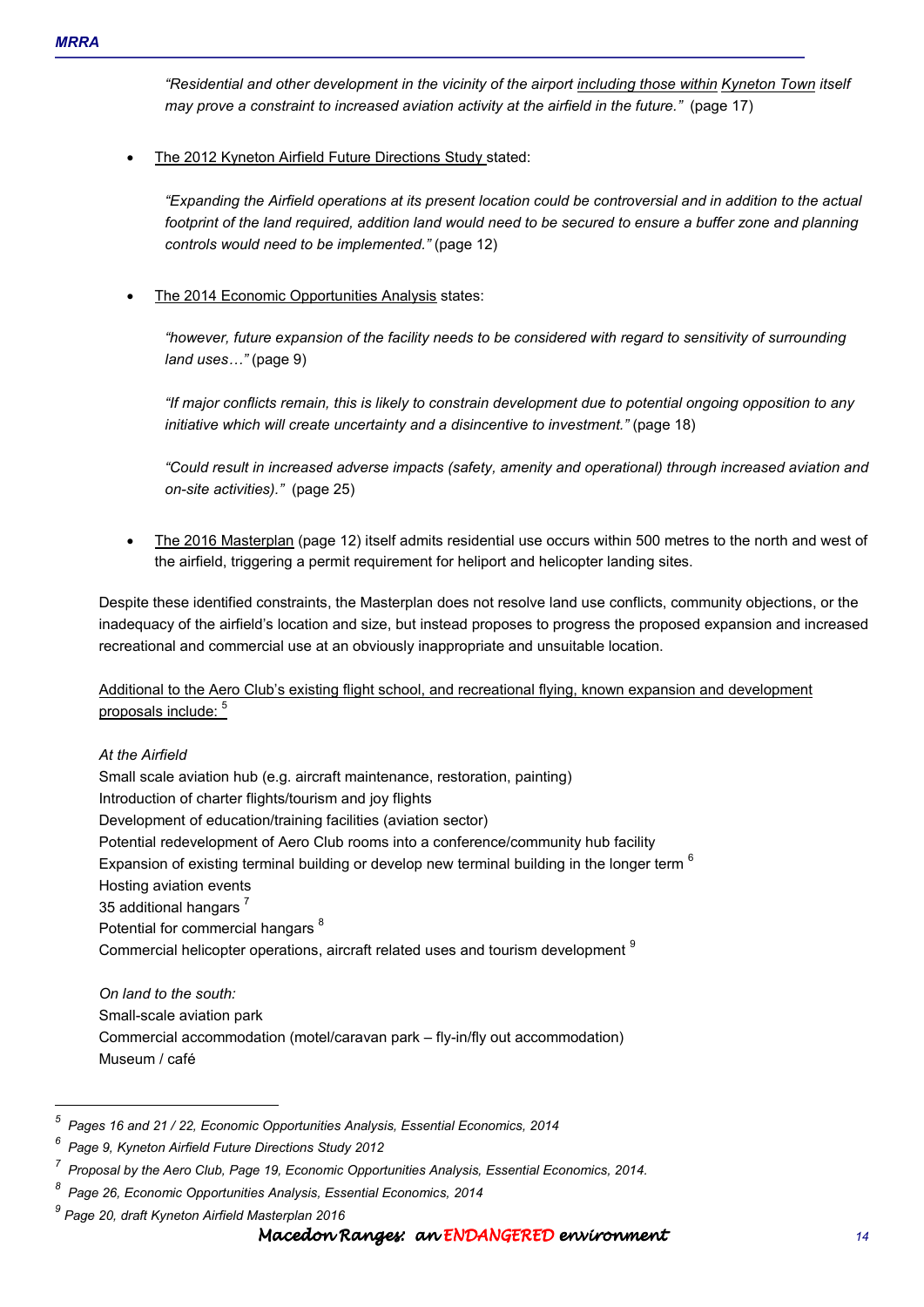*"Residential and other development in the vicinity of the airport including those within Kyneton Town itself may prove a constraint to increased aviation activity at the airfield in the future."* (page 17)

- The 2012 Kyneton Airfield Future Directions Study stated:

  *"Expanding the Airfield operations at its present location could be controversial and in addition to the actual footprint of the land required, addition land would need to be secured to ensure a buffer zone and planning controls would need to be implemented."* (page 12)

- The 2014 Economic Opportunities Analysis states:

  *"however, future expansion of the facility needs to be considered with regard to sensitivity of surrounding land uses…"* (page 9)

  *"If major conflicts remain, this is likely to constrain development due to potential ongoing opposition to any initiative which will create uncertainty and a disincentive to investment."* (page 18)

  *"Could result in increased adverse impacts (safety, amenity and operational) through increased aviation and on-site activities)."* (page 25)

- The 2016 Masterplan (page 12) itself admits residential use occurs within 500 metres to the north and west of the airfield, triggering a permit requirement for heliport and helicopter landing sites.

Despite these identified constraints, the Masterplan does not resolve land use conflicts, community objections, or the inadequacy of the airfield's location and size, but instead proposes to progress the proposed expansion and increased recreational and commercial use at an obviously inappropriate and unsuitable location.

Additional to the Aero Club's existing flight school, and recreational flying, known expansion and development proposals include: [5]

*At the Airfield*
Small scale aviation hub (e.g. aircraft maintenance, restoration, painting)
Introduction of charter flights/tourism and joy flights
Development of education/training facilities (aviation sector)
Potential redevelopment of Aero Club rooms into a conference/community hub facility
Expansion of existing terminal building or develop new terminal building in the longer term [6]
Hosting aviation events
35 additional hangars [7]
Potential for commercial hangars [8]
Commercial helicopter operations, aircraft related uses and tourism development [9]

*On land to the south:*
Small-scale aviation park
Commercial accommodation (motel/caravan park – fly-in/fly out accommodation)
Museum / café

---

[5] *Pages 16 and 21 / 22, Economic Opportunities Analysis, Essential Economics, 2014*

[6] *Page 9, Kyneton Airfield Future Directions Study 2012*

[7] *Proposal by the Aero Club, Page 19, Economic Opportunities Analysis, Essential Economics, 2014.*

[8] *Page 26, Economic Opportunities Analysis, Essential Economics, 2014*

[9] *Page 20, draft Kyneton Airfield Masterplan 2016*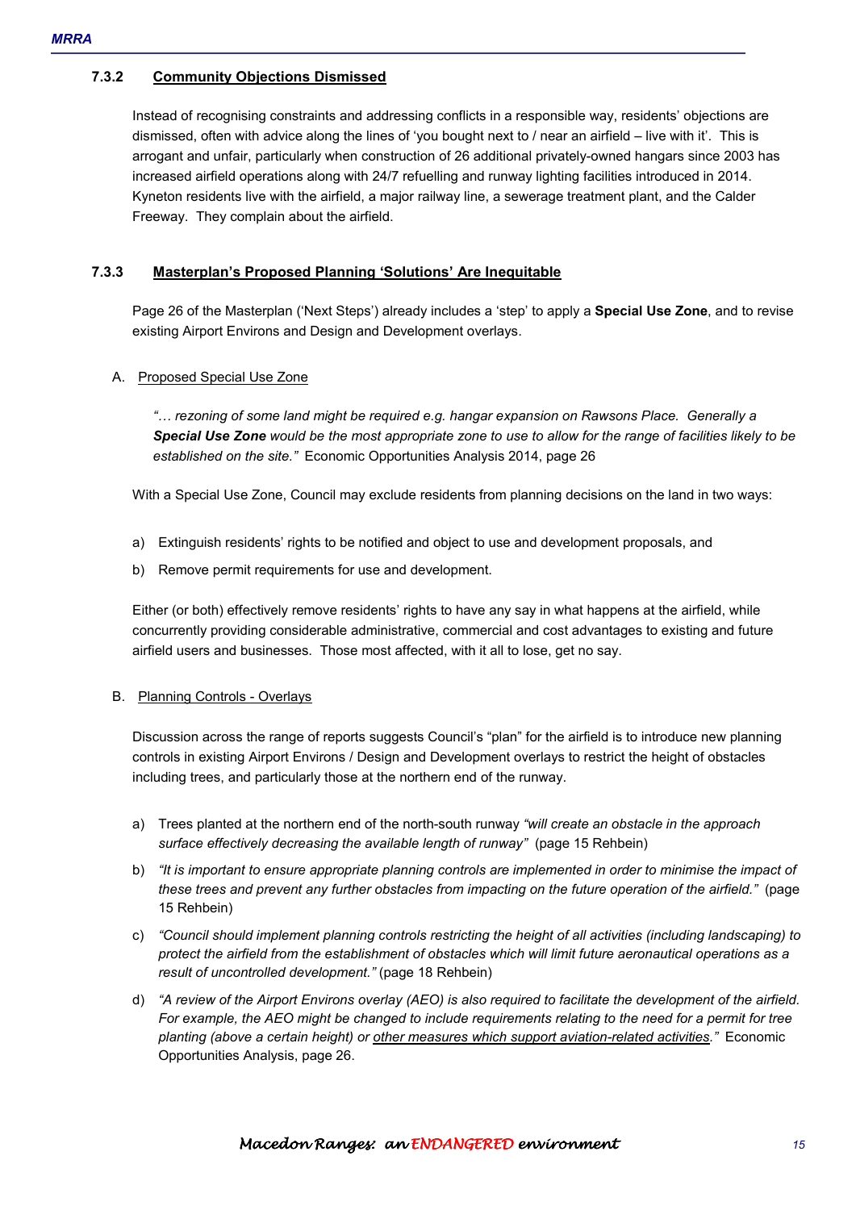### 7.3.2 <u>Community Objections Dismissed</u>

Instead of recognising constraints and addressing conflicts in a responsible way, residents' objections are dismissed, often with advice along the lines of 'you bought next to / near an airfield – live with it'. This is arrogant and unfair, particularly when construction of 26 additional privately-owned hangars since 2003 has increased airfield operations along with 24/7 refuelling and runway lighting facilities introduced in 2014. Kyneton residents live with the airfield, a major railway line, a sewerage treatment plant, and the Calder Freeway. They complain about the airfield.

### 7.3.3 <u>Masterplan's Proposed Planning 'Solutions' Are Inequitable</u>

Page 26 of the Masterplan ('Next Steps') already includes a 'step' to apply a **Special Use Zone**, and to revise existing Airport Environs and Design and Development overlays.

A. <u>Proposed Special Use Zone</u>

> *"… rezoning of some land might be required e.g. hangar expansion on Rawsons Place. Generally a **Special Use Zone** would be the most appropriate zone to use to allow for the range of facilities likely to be established on the site."* Economic Opportunities Analysis 2014, page 26

With a Special Use Zone, Council may exclude residents from planning decisions on the land in two ways:

a) Extinguish residents' rights to be notified and object to use and development proposals, and

b) Remove permit requirements for use and development.

Either (or both) effectively remove residents' rights to have any say in what happens at the airfield, while concurrently providing considerable administrative, commercial and cost advantages to existing and future airfield users and businesses. Those most affected, with it all to lose, get no say.

B. <u>Planning Controls - Overlays</u>

Discussion across the range of reports suggests Council's "plan" for the airfield is to introduce new planning controls in existing Airport Environs / Design and Development overlays to restrict the height of obstacles including trees, and particularly those at the northern end of the runway.

a) Trees planted at the northern end of the north-south runway *"will create an obstacle in the approach surface effectively decreasing the available length of runway"* (page 15 Rehbein)

b) *"It is important to ensure appropriate planning controls are implemented in order to minimise the impact of these trees and prevent any further obstacles from impacting on the future operation of the airfield."* (page 15 Rehbein)

c) *"Council should implement planning controls restricting the height of all activities (including landscaping) to protect the airfield from the establishment of obstacles which will limit future aeronautical operations as a result of uncontrolled development."* (page 18 Rehbein)

d) *"A review of the Airport Environs overlay (AEO) is also required to facilitate the development of the airfield. For example, the AEO might be changed to include requirements relating to the need for a permit for tree planting (above a certain height) or <u>other measures which support aviation-related activities</u>."* Economic Opportunities Analysis, page 26.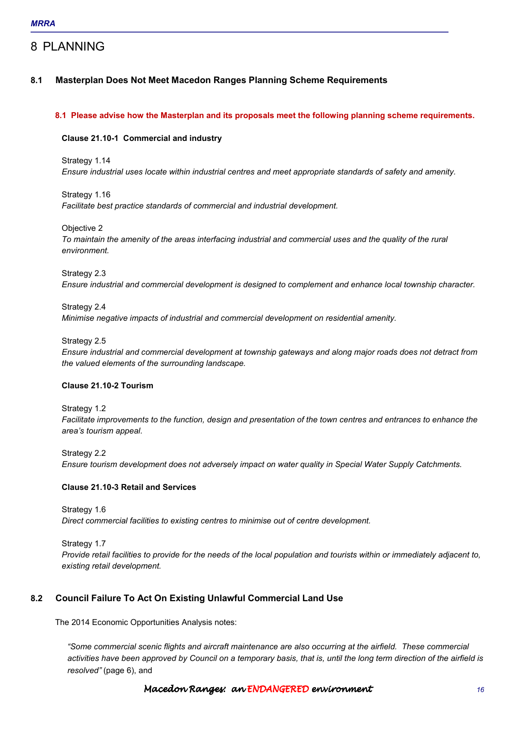# 8 PLANNING

## 8.1 Masterplan Does Not Meet Macedon Ranges Planning Scheme Requirements

**8.1 Please advise how the Masterplan and its proposals meet the following planning scheme requirements.**

**Clause 21.10-1 Commercial and industry**

Strategy 1.14
*Ensure industrial uses locate within industrial centres and meet appropriate standards of safety and amenity.*

Strategy 1.16
*Facilitate best practice standards of commercial and industrial development.*

Objective 2
*To maintain the amenity of the areas interfacing industrial and commercial uses and the quality of the rural environment.*

Strategy 2.3
*Ensure industrial and commercial development is designed to complement and enhance local township character.*

Strategy 2.4
*Minimise negative impacts of industrial and commercial development on residential amenity.*

Strategy 2.5
*Ensure industrial and commercial development at township gateways and along major roads does not detract from the valued elements of the surrounding landscape.*

**Clause 21.10-2 Tourism**

Strategy 1.2
*Facilitate improvements to the function, design and presentation of the town centres and entrances to enhance the area's tourism appeal.*

Strategy 2.2
*Ensure tourism development does not adversely impact on water quality in Special Water Supply Catchments.*

**Clause 21.10-3 Retail and Services**

Strategy 1.6
*Direct commercial facilities to existing centres to minimise out of centre development.*

Strategy 1.7
*Provide retail facilities to provide for the needs of the local population and tourists within or immediately adjacent to, existing retail development.*

## 8.2 Council Failure To Act On Existing Unlawful Commercial Land Use

The 2014 Economic Opportunities Analysis notes:

> *"Some commercial scenic flights and aircraft maintenance are also occurring at the airfield. These commercial activities have been approved by Council on a temporary basis, that is, until the long term direction of the airfield is resolved"* (page 6), and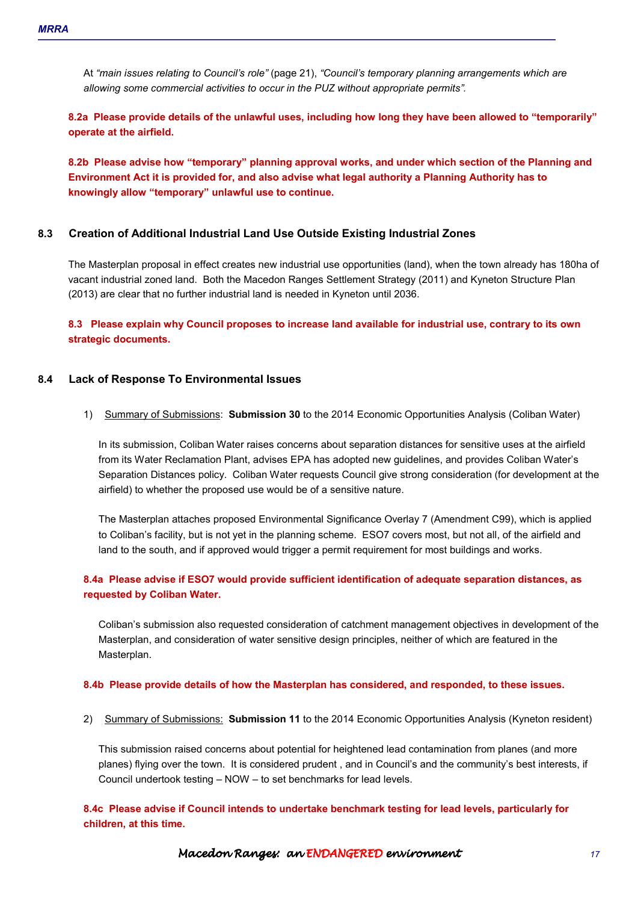At *"main issues relating to Council's role"* (page 21), *"Council's temporary planning arrangements which are allowing some commercial activities to occur in the PUZ without appropriate permits".*

**8.2a Please provide details of the unlawful uses, including how long they have been allowed to "temporarily" operate at the airfield.**

**8.2b Please advise how "temporary" planning approval works, and under which section of the Planning and Environment Act it is provided for, and also advise what legal authority a Planning Authority has to knowingly allow "temporary" unlawful use to continue.**

### 8.3 Creation of Additional Industrial Land Use Outside Existing Industrial Zones

The Masterplan proposal in effect creates new industrial use opportunities (land), when the town already has 180ha of vacant industrial zoned land. Both the Macedon Ranges Settlement Strategy (2011) and Kyneton Structure Plan (2013) are clear that no further industrial land is needed in Kyneton until 2036.

**8.3 Please explain why Council proposes to increase land available for industrial use, contrary to its own strategic documents.**

### 8.4 Lack of Response To Environmental Issues

1) Summary of Submissions: **Submission 30** to the 2014 Economic Opportunities Analysis (Coliban Water)

In its submission, Coliban Water raises concerns about separation distances for sensitive uses at the airfield from its Water Reclamation Plant, advises EPA has adopted new guidelines, and provides Coliban Water's Separation Distances policy. Coliban Water requests Council give strong consideration (for development at the airfield) to whether the proposed use would be of a sensitive nature.

The Masterplan attaches proposed Environmental Significance Overlay 7 (Amendment C99), which is applied to Coliban's facility, but is not yet in the planning scheme. ESO7 covers most, but not all, of the airfield and land to the south, and if approved would trigger a permit requirement for most buildings and works.

**8.4a Please advise if ESO7 would provide sufficient identification of adequate separation distances, as requested by Coliban Water.**

Coliban's submission also requested consideration of catchment management objectives in development of the Masterplan, and consideration of water sensitive design principles, neither of which are featured in the Masterplan.

**8.4b Please provide details of how the Masterplan has considered, and responded, to these issues.**

2) Summary of Submissions: **Submission 11** to the 2014 Economic Opportunities Analysis (Kyneton resident)

This submission raised concerns about potential for heightened lead contamination from planes (and more planes) flying over the town. It is considered prudent , and in Council's and the community's best interests, if Council undertook testing – NOW – to set benchmarks for lead levels.

**8.4c Please advise if Council intends to undertake benchmark testing for lead levels, particularly for children, at this time.**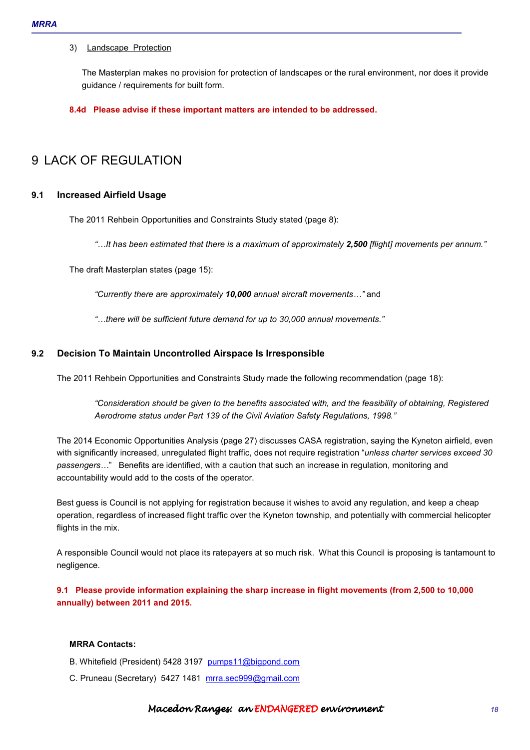3) Landscape Protection

The Masterplan makes no provision for protection of landscapes or the rural environment, nor does it provide guidance / requirements for built form.

**8.4d Please advise if these important matters are intended to be addressed.**

# 9 LACK OF REGULATION

## 9.1 Increased Airfield Usage

The 2011 Rehbein Opportunities and Constraints Study stated (page 8):

*"…It has been estimated that there is a maximum of approximately **2,500** [flight] movements per annum."*

The draft Masterplan states (page 15):

*"Currently there are approximately **10,000** annual aircraft movements…"* and

*"…there will be sufficient future demand for up to 30,000 annual movements."*

## 9.2 Decision To Maintain Uncontrolled Airspace Is Irresponsible

The 2011 Rehbein Opportunities and Constraints Study made the following recommendation (page 18):

*"Consideration should be given to the benefits associated with, and the feasibility of obtaining, Registered Aerodrome status under Part 139 of the Civil Aviation Safety Regulations, 1998."*

The 2014 Economic Opportunities Analysis (page 27) discusses CASA registration, saying the Kyneton airfield, even with significantly increased, unregulated flight traffic, does not require registration "*unless charter services exceed 30 passengers…*" Benefits are identified, with a caution that such an increase in regulation, monitoring and accountability would add to the costs of the operator.

Best guess is Council is not applying for registration because it wishes to avoid any regulation, and keep a cheap operation, regardless of increased flight traffic over the Kyneton township, and potentially with commercial helicopter flights in the mix.

A responsible Council would not place its ratepayers at so much risk. What this Council is proposing is tantamount to negligence.

**9.1 Please provide information explaining the sharp increase in flight movements (from 2,500 to 10,000 annually) between 2011 and 2015.**

**MRRA Contacts:**

B. Whitefield (President) 5428 3197 pumps11@bigpond.com

C. Pruneau (Secretary) 5427 1481 mrra.sec999@gmail.com